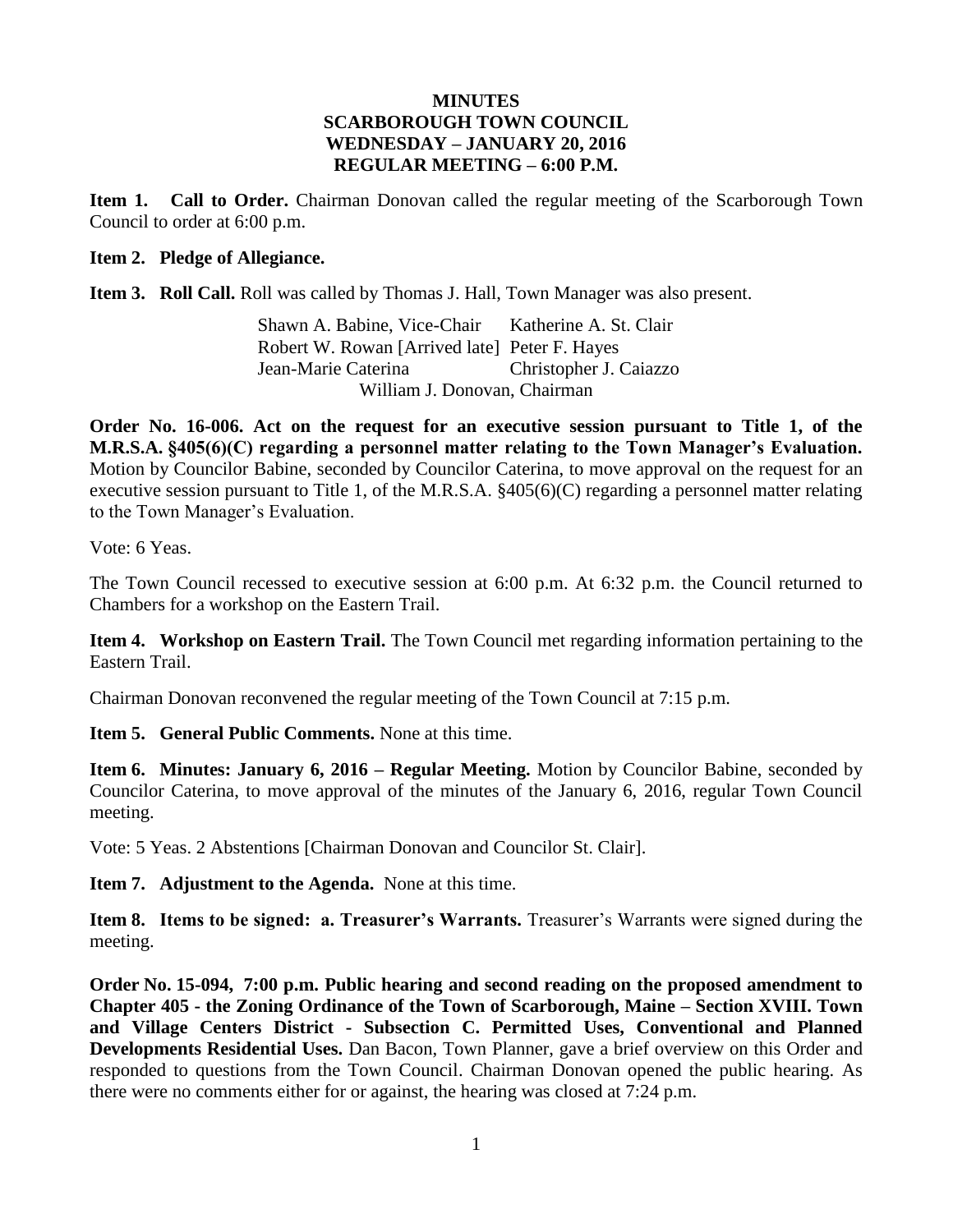# MINUTES
# SCARBOROUGH TOWN COUNCIL
# WEDNESDAY – JANUARY 20, 2016
# REGULAR MEETING – 6:00 P.M.

**Item 1. Call to Order.** Chairman Donovan called the regular meeting of the Scarborough Town Council to order at 6:00 p.m.

**Item 2. Pledge of Allegiance.**

**Item 3. Roll Call.** Roll was called by Thomas J. Hall, Town Manager was also present.

| | |
|---|---|
| Shawn A. Babine, Vice-Chair | Katherine A. St. Clair |
| Robert W. Rowan [Arrived late] | Peter F. Hayes |
| Jean-Marie Caterina | Christopher J. Caiazzo |

William J. Donovan, Chairman

**Order No. 16-006. Act on the request for an executive session pursuant to Title 1, of the M.R.S.A. §405(6)(C) regarding a personnel matter relating to the Town Manager's Evaluation.** Motion by Councilor Babine, seconded by Councilor Caterina, to move approval on the request for an executive session pursuant to Title 1, of the M.R.S.A. §405(6)(C) regarding a personnel matter relating to the Town Manager's Evaluation.

Vote: 6 Yeas.

The Town Council recessed to executive session at 6:00 p.m. At 6:32 p.m. the Council returned to Chambers for a workshop on the Eastern Trail.

**Item 4. Workshop on Eastern Trail.** The Town Council met regarding information pertaining to the Eastern Trail.

Chairman Donovan reconvened the regular meeting of the Town Council at 7:15 p.m.

**Item 5. General Public Comments.** None at this time.

**Item 6. Minutes: January 6, 2016 – Regular Meeting.** Motion by Councilor Babine, seconded by Councilor Caterina, to move approval of the minutes of the January 6, 2016, regular Town Council meeting.

Vote: 5 Yeas. 2 Abstentions [Chairman Donovan and Councilor St. Clair].

**Item 7. Adjustment to the Agenda.** None at this time.

**Item 8. Items to be signed: a. Treasurer's Warrants.** Treasurer's Warrants were signed during the meeting.

**Order No. 15-094, 7:00 p.m. Public hearing and second reading on the proposed amendment to Chapter 405 - the Zoning Ordinance of the Town of Scarborough, Maine – Section XVIII. Town and Village Centers District - Subsection C. Permitted Uses, Conventional and Planned Developments Residential Uses.** Dan Bacon, Town Planner, gave a brief overview on this Order and responded to questions from the Town Council. Chairman Donovan opened the public hearing. As there were no comments either for or against, the hearing was closed at 7:24 p.m.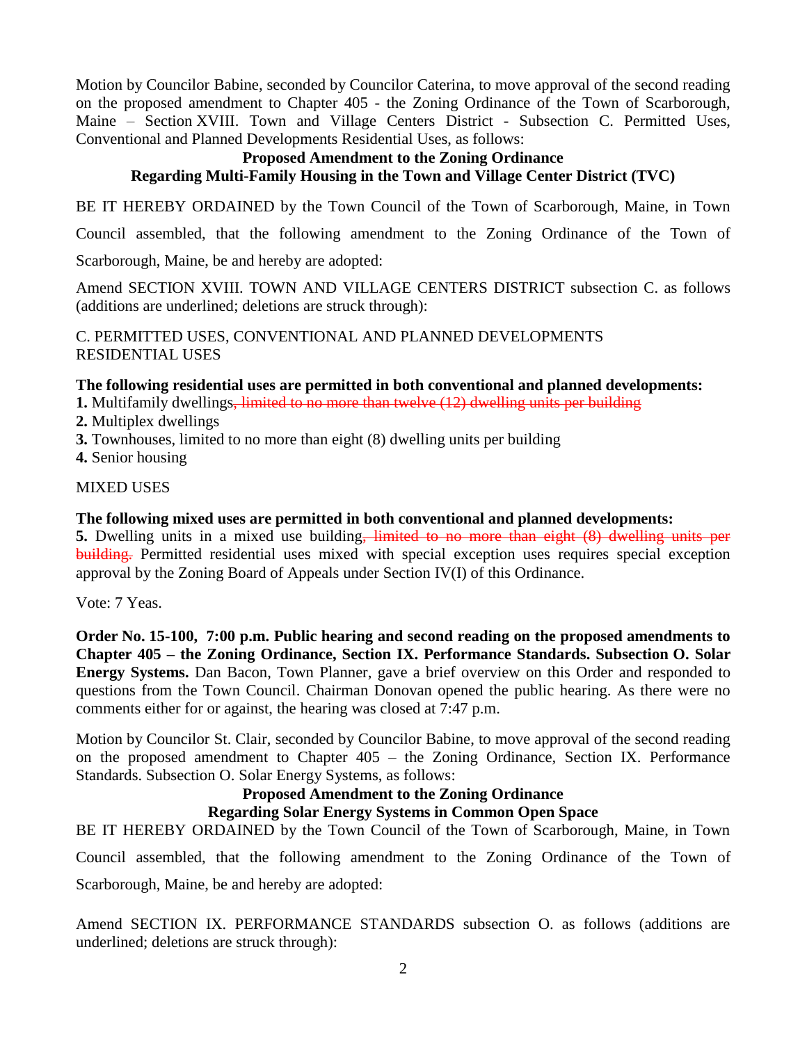Motion by Councilor Babine, seconded by Councilor Caterina, to move approval of the second reading on the proposed amendment to Chapter 405 - the Zoning Ordinance of the Town of Scarborough, Maine – Section XVIII. Town and Village Centers District - Subsection C. Permitted Uses, Conventional and Planned Developments Residential Uses, as follows:

**Proposed Amendment to the Zoning Ordinance**
**Regarding Multi-Family Housing in the Town and Village Center District (TVC)**

BE IT HEREBY ORDAINED by the Town Council of the Town of Scarborough, Maine, in Town Council assembled, that the following amendment to the Zoning Ordinance of the Town of Scarborough, Maine, be and hereby are adopted:

Amend SECTION XVIII. TOWN AND VILLAGE CENTERS DISTRICT subsection C. as follows (additions are underlined; deletions are struck through):

C. PERMITTED USES, CONVENTIONAL AND PLANNED DEVELOPMENTS
RESIDENTIAL USES

**The following residential uses are permitted in both conventional and planned developments:**

**1.** Multifamily dwellings~~, limited to no more than twelve (12) dwelling units per building~~
**2.** Multiplex dwellings
**3.** Townhouses, limited to no more than eight (8) dwelling units per building
**4.** Senior housing

MIXED USES

**The following mixed uses are permitted in both conventional and planned developments:**

**5.** Dwelling units in a mixed use building~~, limited to no more than eight (8) dwelling units per building.~~ Permitted residential uses mixed with special exception uses requires special exception approval by the Zoning Board of Appeals under Section IV(I) of this Ordinance.

Vote: 7 Yeas.

**Order No. 15-100, 7:00 p.m. Public hearing and second reading on the proposed amendments to Chapter 405 – the Zoning Ordinance, Section IX. Performance Standards. Subsection O. Solar Energy Systems.** Dan Bacon, Town Planner, gave a brief overview on this Order and responded to questions from the Town Council. Chairman Donovan opened the public hearing. As there were no comments either for or against, the hearing was closed at 7:47 p.m.

Motion by Councilor St. Clair, seconded by Councilor Babine, to move approval of the second reading on the proposed amendment to Chapter 405 – the Zoning Ordinance, Section IX. Performance Standards. Subsection O. Solar Energy Systems, as follows:

**Proposed Amendment to the Zoning Ordinance**
**Regarding Solar Energy Systems in Common Open Space**

BE IT HEREBY ORDAINED by the Town Council of the Town of Scarborough, Maine, in Town Council assembled, that the following amendment to the Zoning Ordinance of the Town of Scarborough, Maine, be and hereby are adopted:

Amend SECTION IX. PERFORMANCE STANDARDS subsection O. as follows (additions are underlined; deletions are struck through):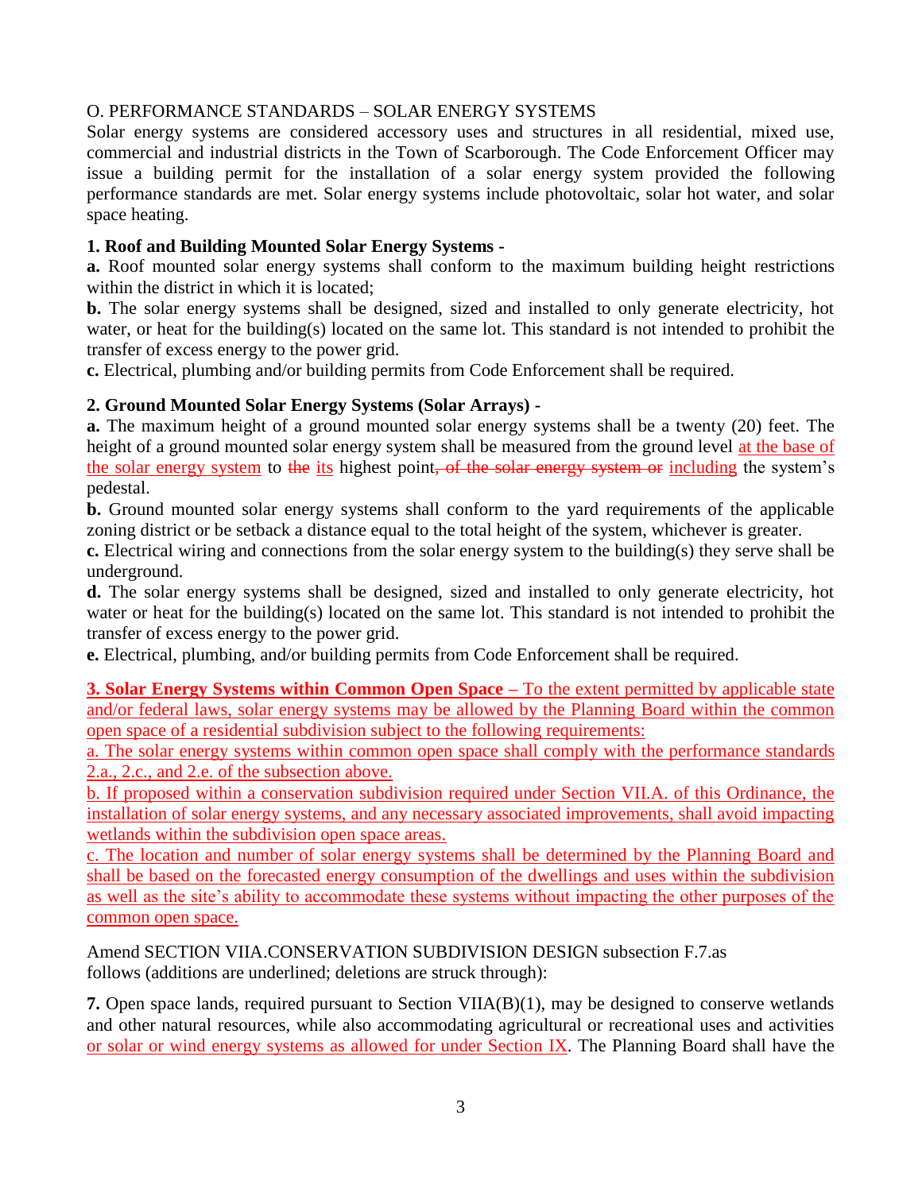O. PERFORMANCE STANDARDS – SOLAR ENERGY SYSTEMS

Solar energy systems are considered accessory uses and structures in all residential, mixed use, commercial and industrial districts in the Town of Scarborough. The Code Enforcement Officer may issue a building permit for the installation of a solar energy system provided the following performance standards are met. Solar energy systems include photovoltaic, solar hot water, and solar space heating.

**1. Roof and Building Mounted Solar Energy Systems -**

**a.** Roof mounted solar energy systems shall conform to the maximum building height restrictions within the district in which it is located;

**b.** The solar energy systems shall be designed, sized and installed to only generate electricity, hot water, or heat for the building(s) located on the same lot. This standard is not intended to prohibit the transfer of excess energy to the power grid.

**c.** Electrical, plumbing and/or building permits from Code Enforcement shall be required.

**2. Ground Mounted Solar Energy Systems (Solar Arrays) -**

**a.** The maximum height of a ground mounted solar energy systems shall be a twenty (20) feet. The height of a ground mounted solar energy system shall be measured from the ground level <u>at the base of the solar energy system</u> to ~~the~~ <u>its</u> highest point~~, of the solar energy system or~~ <u>including</u> the system's pedestal.

**b.** Ground mounted solar energy systems shall conform to the yard requirements of the applicable zoning district or be setback a distance equal to the total height of the system, whichever is greater.

**c.** Electrical wiring and connections from the solar energy system to the building(s) they serve shall be underground.

**d.** The solar energy systems shall be designed, sized and installed to only generate electricity, hot water or heat for the building(s) located on the same lot. This standard is not intended to prohibit the transfer of excess energy to the power grid.

**e.** Electrical, plumbing, and/or building permits from Code Enforcement shall be required.

<u>**3. Solar Energy Systems within Common Open Space –** To the extent permitted by applicable state and/or federal laws, solar energy systems may be allowed by the Planning Board within the common open space of a residential subdivision subject to the following requirements:</u>

<u>a. The solar energy systems within common open space shall comply with the performance standards 2.a., 2.c., and 2.e. of the subsection above.</u>

<u>b. If proposed within a conservation subdivision required under Section VII.A. of this Ordinance, the installation of solar energy systems, and any necessary associated improvements, shall avoid impacting wetlands within the subdivision open space areas.</u>

<u>c. The location and number of solar energy systems shall be determined by the Planning Board and shall be based on the forecasted energy consumption of the dwellings and uses within the subdivision as well as the site's ability to accommodate these systems without impacting the other purposes of the common open space.</u>

Amend SECTION VIIA.CONSERVATION SUBDIVISION DESIGN subsection F.7.as follows (additions are underlined; deletions are struck through):

**7.** Open space lands, required pursuant to Section VIIA(B)(1), may be designed to conserve wetlands and other natural resources, while also accommodating agricultural or recreational uses and activities <u>or solar or wind energy systems as allowed for under Section IX</u>. The Planning Board shall have the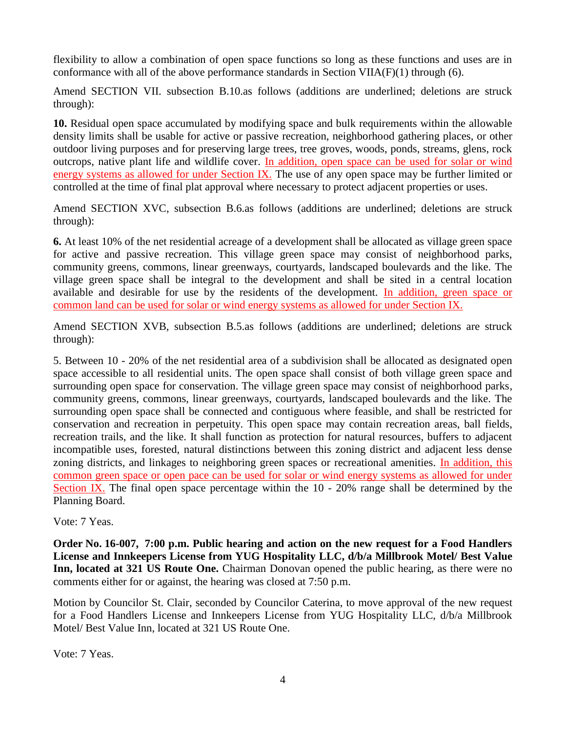flexibility to allow a combination of open space functions so long as these functions and uses are in conformance with all of the above performance standards in Section VIIA(F)(1) through (6).

Amend SECTION VII. subsection B.10.as follows (additions are underlined; deletions are struck through):

**10.** Residual open space accumulated by modifying space and bulk requirements within the allowable density limits shall be usable for active or passive recreation, neighborhood gathering places, or other outdoor living purposes and for preserving large trees, tree groves, woods, ponds, streams, glens, rock outcrops, native plant life and wildlife cover. <u>In addition, open space can be used for solar or wind energy systems as allowed for under Section IX.</u> The use of any open space may be further limited or controlled at the time of final plat approval where necessary to protect adjacent properties or uses.

Amend SECTION XVC, subsection B.6.as follows (additions are underlined; deletions are struck through):

**6.** At least 10% of the net residential acreage of a development shall be allocated as village green space for active and passive recreation. This village green space may consist of neighborhood parks, community greens, commons, linear greenways, courtyards, landscaped boulevards and the like. The village green space shall be integral to the development and shall be sited in a central location available and desirable for use by the residents of the development. <u>In addition, green space or common land can be used for solar or wind energy systems as allowed for under Section IX.</u>

Amend SECTION XVB, subsection B.5.as follows (additions are underlined; deletions are struck through):

5. Between 10 - 20% of the net residential area of a subdivision shall be allocated as designated open space accessible to all residential units. The open space shall consist of both village green space and surrounding open space for conservation. The village green space may consist of neighborhood parks, community greens, commons, linear greenways, courtyards, landscaped boulevards and the like. The surrounding open space shall be connected and contiguous where feasible, and shall be restricted for conservation and recreation in perpetuity. This open space may contain recreation areas, ball fields, recreation trails, and the like. It shall function as protection for natural resources, buffers to adjacent incompatible uses, forested, natural distinctions between this zoning district and adjacent less dense zoning districts, and linkages to neighboring green spaces or recreational amenities. <u>In addition, this common green space or open pace can be used for solar or wind energy systems as allowed for under Section IX.</u> The final open space percentage within the 10 - 20% range shall be determined by the Planning Board.

Vote: 7 Yeas.

**Order No. 16-007, 7:00 p.m. Public hearing and action on the new request for a Food Handlers License and Innkeepers License from YUG Hospitality LLC, d/b/a Millbrook Motel/ Best Value Inn, located at 321 US Route One.** Chairman Donovan opened the public hearing, as there were no comments either for or against, the hearing was closed at 7:50 p.m.

Motion by Councilor St. Clair, seconded by Councilor Caterina, to move approval of the new request for a Food Handlers License and Innkeepers License from YUG Hospitality LLC, d/b/a Millbrook Motel/ Best Value Inn, located at 321 US Route One.

Vote: 7 Yeas.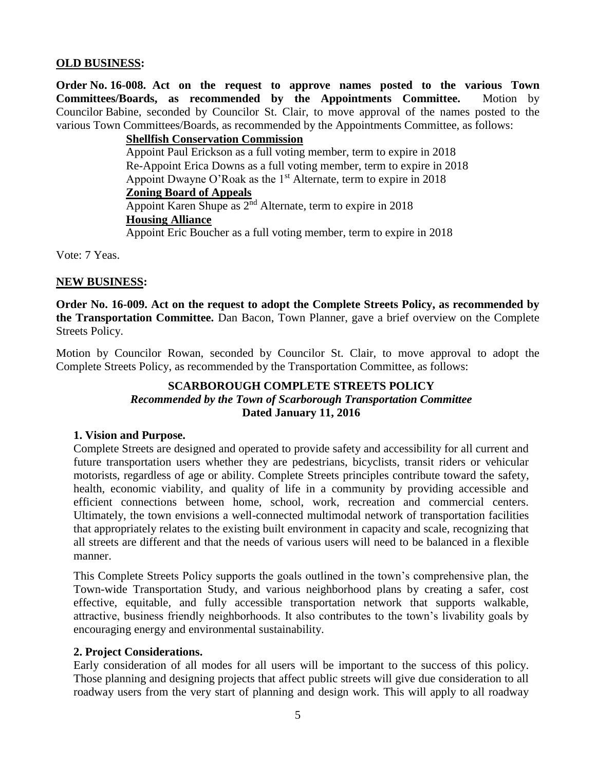**OLD BUSINESS:**

**Order No. 16-008. Act on the request to approve names posted to the various Town Committees/Boards, as recommended by the Appointments Committee.** Motion by Councilor Babine, seconded by Councilor St. Clair, to move approval of the names posted to the various Town Committees/Boards, as recommended by the Appointments Committee, as follows:

**Shellfish Conservation Commission**
Appoint Paul Erickson as a full voting member, term to expire in 2018
Re-Appoint Erica Downs as a full voting member, term to expire in 2018
Appoint Dwayne O'Roak as the 1st Alternate, term to expire in 2018

**Zoning Board of Appeals**
Appoint Karen Shupe as 2nd Alternate, term to expire in 2018

**Housing Alliance**
Appoint Eric Boucher as a full voting member, term to expire in 2018

Vote: 7 Yeas.

**NEW BUSINESS:**

**Order No. 16-009. Act on the request to adopt the Complete Streets Policy, as recommended by the Transportation Committee.** Dan Bacon, Town Planner, gave a brief overview on the Complete Streets Policy.

Motion by Councilor Rowan, seconded by Councilor St. Clair, to move approval to adopt the Complete Streets Policy, as recommended by the Transportation Committee, as follows:

**SCARBOROUGH COMPLETE STREETS POLICY**
***Recommended by the Town of Scarborough Transportation Committee***
**Dated January 11, 2016**

**1. Vision and Purpose.**

Complete Streets are designed and operated to provide safety and accessibility for all current and future transportation users whether they are pedestrians, bicyclists, transit riders or vehicular motorists, regardless of age or ability. Complete Streets principles contribute toward the safety, health, economic viability, and quality of life in a community by providing accessible and efficient connections between home, school, work, recreation and commercial centers. Ultimately, the town envisions a well-connected multimodal network of transportation facilities that appropriately relates to the existing built environment in capacity and scale, recognizing that all streets are different and that the needs of various users will need to be balanced in a flexible manner.

This Complete Streets Policy supports the goals outlined in the town's comprehensive plan, the Town-wide Transportation Study, and various neighborhood plans by creating a safer, cost effective, equitable, and fully accessible transportation network that supports walkable, attractive, business friendly neighborhoods. It also contributes to the town's livability goals by encouraging energy and environmental sustainability.

**2. Project Considerations.**

Early consideration of all modes for all users will be important to the success of this policy. Those planning and designing projects that affect public streets will give due consideration to all roadway users from the very start of planning and design work. This will apply to all roadway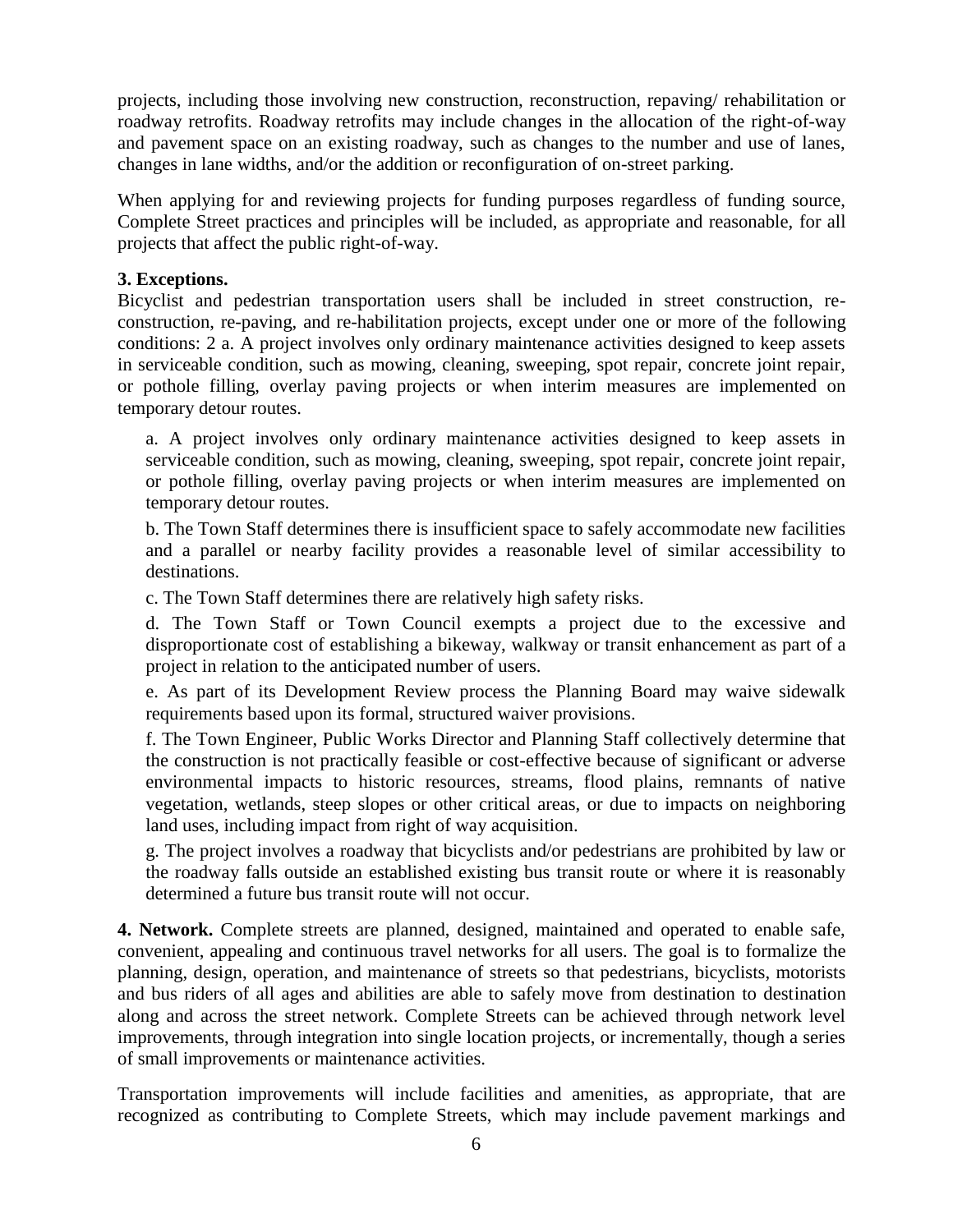projects, including those involving new construction, reconstruction, repaving/ rehabilitation or roadway retrofits. Roadway retrofits may include changes in the allocation of the right-of-way and pavement space on an existing roadway, such as changes to the number and use of lanes, changes in lane widths, and/or the addition or reconfiguration of on-street parking.

When applying for and reviewing projects for funding purposes regardless of funding source, Complete Street practices and principles will be included, as appropriate and reasonable, for all projects that affect the public right-of-way.

**3. Exceptions.**
Bicyclist and pedestrian transportation users shall be included in street construction, re-construction, re-paving, and re-habilitation projects, except under one or more of the following conditions: 2 a. A project involves only ordinary maintenance activities designed to keep assets in serviceable condition, such as mowing, cleaning, sweeping, spot repair, concrete joint repair, or pothole filling, overlay paving projects or when interim measures are implemented on temporary detour routes.

a. A project involves only ordinary maintenance activities designed to keep assets in serviceable condition, such as mowing, cleaning, sweeping, spot repair, concrete joint repair, or pothole filling, overlay paving projects or when interim measures are implemented on temporary detour routes.

b. The Town Staff determines there is insufficient space to safely accommodate new facilities and a parallel or nearby facility provides a reasonable level of similar accessibility to destinations.

c. The Town Staff determines there are relatively high safety risks.

d. The Town Staff or Town Council exempts a project due to the excessive and disproportionate cost of establishing a bikeway, walkway or transit enhancement as part of a project in relation to the anticipated number of users.

e. As part of its Development Review process the Planning Board may waive sidewalk requirements based upon its formal, structured waiver provisions.

f. The Town Engineer, Public Works Director and Planning Staff collectively determine that the construction is not practically feasible or cost-effective because of significant or adverse environmental impacts to historic resources, streams, flood plains, remnants of native vegetation, wetlands, steep slopes or other critical areas, or due to impacts on neighboring land uses, including impact from right of way acquisition.

g. The project involves a roadway that bicyclists and/or pedestrians are prohibited by law or the roadway falls outside an established existing bus transit route or where it is reasonably determined a future bus transit route will not occur.

**4. Network.** Complete streets are planned, designed, maintained and operated to enable safe, convenient, appealing and continuous travel networks for all users. The goal is to formalize the planning, design, operation, and maintenance of streets so that pedestrians, bicyclists, motorists and bus riders of all ages and abilities are able to safely move from destination to destination along and across the street network. Complete Streets can be achieved through network level improvements, through integration into single location projects, or incrementally, though a series of small improvements or maintenance activities.

Transportation improvements will include facilities and amenities, as appropriate, that are recognized as contributing to Complete Streets, which may include pavement markings and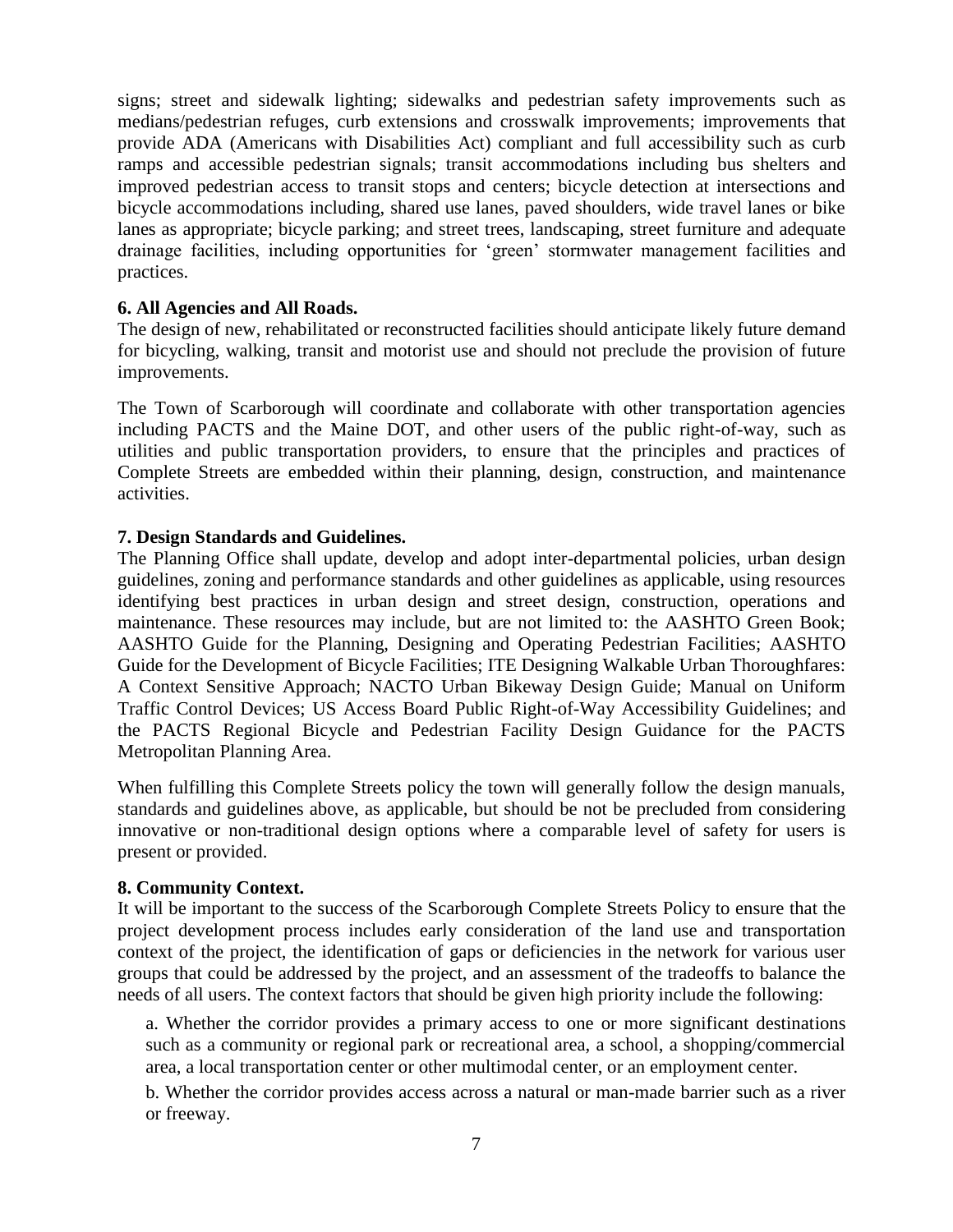signs; street and sidewalk lighting; sidewalks and pedestrian safety improvements such as medians/pedestrian refuges, curb extensions and crosswalk improvements; improvements that provide ADA (Americans with Disabilities Act) compliant and full accessibility such as curb ramps and accessible pedestrian signals; transit accommodations including bus shelters and improved pedestrian access to transit stops and centers; bicycle detection at intersections and bicycle accommodations including, shared use lanes, paved shoulders, wide travel lanes or bike lanes as appropriate; bicycle parking; and street trees, landscaping, street furniture and adequate drainage facilities, including opportunities for 'green' stormwater management facilities and practices.

**6. All Agencies and All Roads.**

The design of new, rehabilitated or reconstructed facilities should anticipate likely future demand for bicycling, walking, transit and motorist use and should not preclude the provision of future improvements.

The Town of Scarborough will coordinate and collaborate with other transportation agencies including PACTS and the Maine DOT, and other users of the public right-of-way, such as utilities and public transportation providers, to ensure that the principles and practices of Complete Streets are embedded within their planning, design, construction, and maintenance activities.

**7. Design Standards and Guidelines.**

The Planning Office shall update, develop and adopt inter-departmental policies, urban design guidelines, zoning and performance standards and other guidelines as applicable, using resources identifying best practices in urban design and street design, construction, operations and maintenance. These resources may include, but are not limited to: the AASHTO Green Book; AASHTO Guide for the Planning, Designing and Operating Pedestrian Facilities; AASHTO Guide for the Development of Bicycle Facilities; ITE Designing Walkable Urban Thoroughfares: A Context Sensitive Approach; NACTO Urban Bikeway Design Guide; Manual on Uniform Traffic Control Devices; US Access Board Public Right-of-Way Accessibility Guidelines; and the PACTS Regional Bicycle and Pedestrian Facility Design Guidance for the PACTS Metropolitan Planning Area.

When fulfilling this Complete Streets policy the town will generally follow the design manuals, standards and guidelines above, as applicable, but should be not be precluded from considering innovative or non-traditional design options where a comparable level of safety for users is present or provided.

**8. Community Context.**

It will be important to the success of the Scarborough Complete Streets Policy to ensure that the project development process includes early consideration of the land use and transportation context of the project, the identification of gaps or deficiencies in the network for various user groups that could be addressed by the project, and an assessment of the tradeoffs to balance the needs of all users. The context factors that should be given high priority include the following:

a. Whether the corridor provides a primary access to one or more significant destinations such as a community or regional park or recreational area, a school, a shopping/commercial area, a local transportation center or other multimodal center, or an employment center.

b. Whether the corridor provides access across a natural or man-made barrier such as a river or freeway.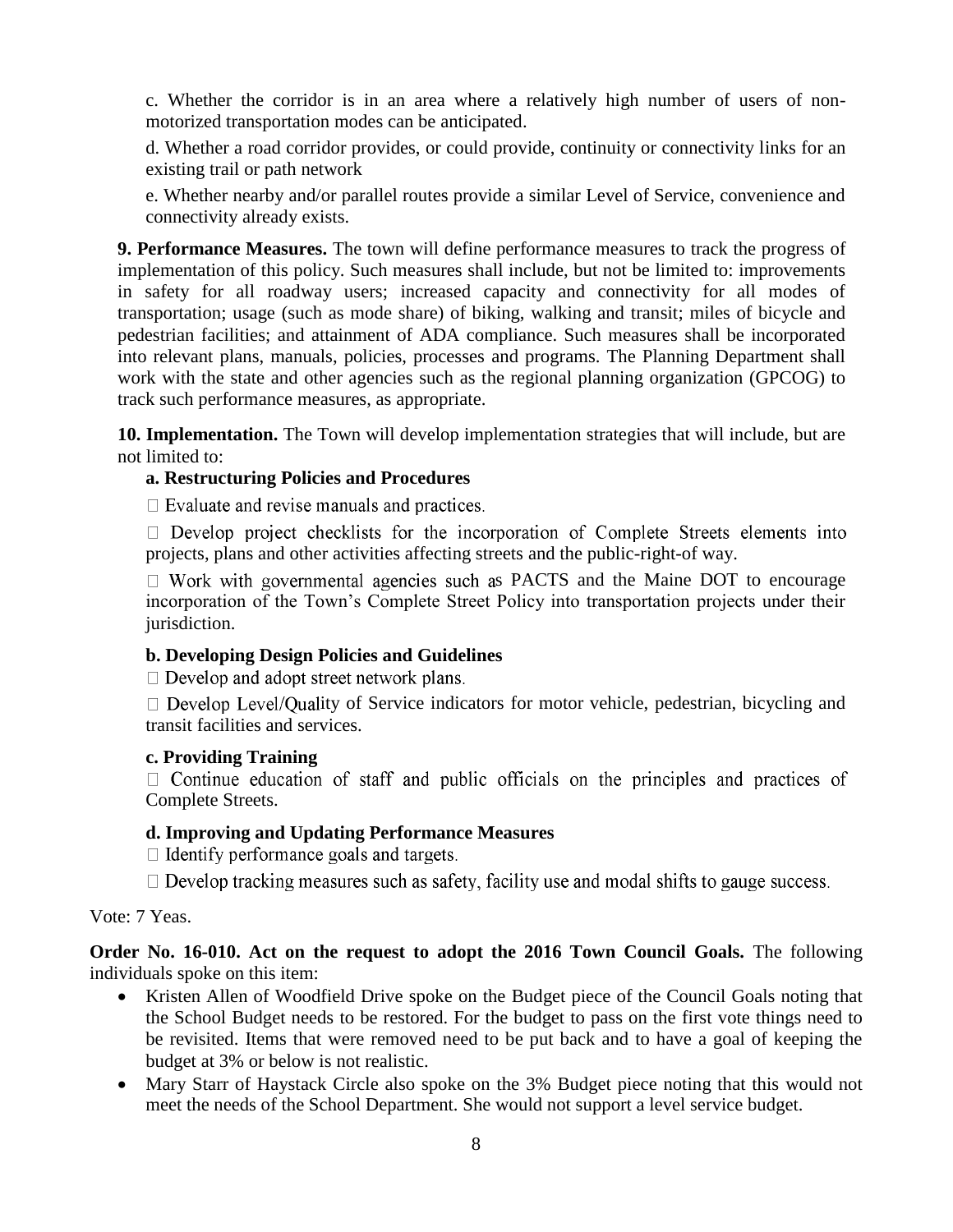c. Whether the corridor is in an area where a relatively high number of users of non-motorized transportation modes can be anticipated.

d. Whether a road corridor provides, or could provide, continuity or connectivity links for an existing trail or path network

e. Whether nearby and/or parallel routes provide a similar Level of Service, convenience and connectivity already exists.

**9. Performance Measures.** The town will define performance measures to track the progress of implementation of this policy. Such measures shall include, but not be limited to: improvements in safety for all roadway users; increased capacity and connectivity for all modes of transportation; usage (such as mode share) of biking, walking and transit; miles of bicycle and pedestrian facilities; and attainment of ADA compliance. Such measures shall be incorporated into relevant plans, manuals, policies, processes and programs. The Planning Department shall work with the state and other agencies such as the regional planning organization (GPCOG) to track such performance measures, as appropriate.

**10. Implementation.** The Town will develop implementation strategies that will include, but are not limited to:

**a. Restructuring Policies and Procedures**

- Evaluate and revise manuals and practices.
- Develop project checklists for the incorporation of Complete Streets elements into projects, plans and other activities affecting streets and the public-right-of way.
- Work with governmental agencies such as PACTS and the Maine DOT to encourage incorporation of the Town's Complete Street Policy into transportation projects under their jurisdiction.

**b. Developing Design Policies and Guidelines**

- Develop and adopt street network plans.
- Develop Level/Quality of Service indicators for motor vehicle, pedestrian, bicycling and transit facilities and services.

**c. Providing Training**

- Continue education of staff and public officials on the principles and practices of Complete Streets.

**d. Improving and Updating Performance Measures**

- Identify performance goals and targets.
- Develop tracking measures such as safety, facility use and modal shifts to gauge success.

Vote: 7 Yeas.

**Order No. 16-010. Act on the request to adopt the 2016 Town Council Goals.** The following individuals spoke on this item:

- Kristen Allen of Woodfield Drive spoke on the Budget piece of the Council Goals noting that the School Budget needs to be restored. For the budget to pass on the first vote things need to be revisited. Items that were removed need to be put back and to have a goal of keeping the budget at 3% or below is not realistic.
- Mary Starr of Haystack Circle also spoke on the 3% Budget piece noting that this would not meet the needs of the School Department. She would not support a level service budget.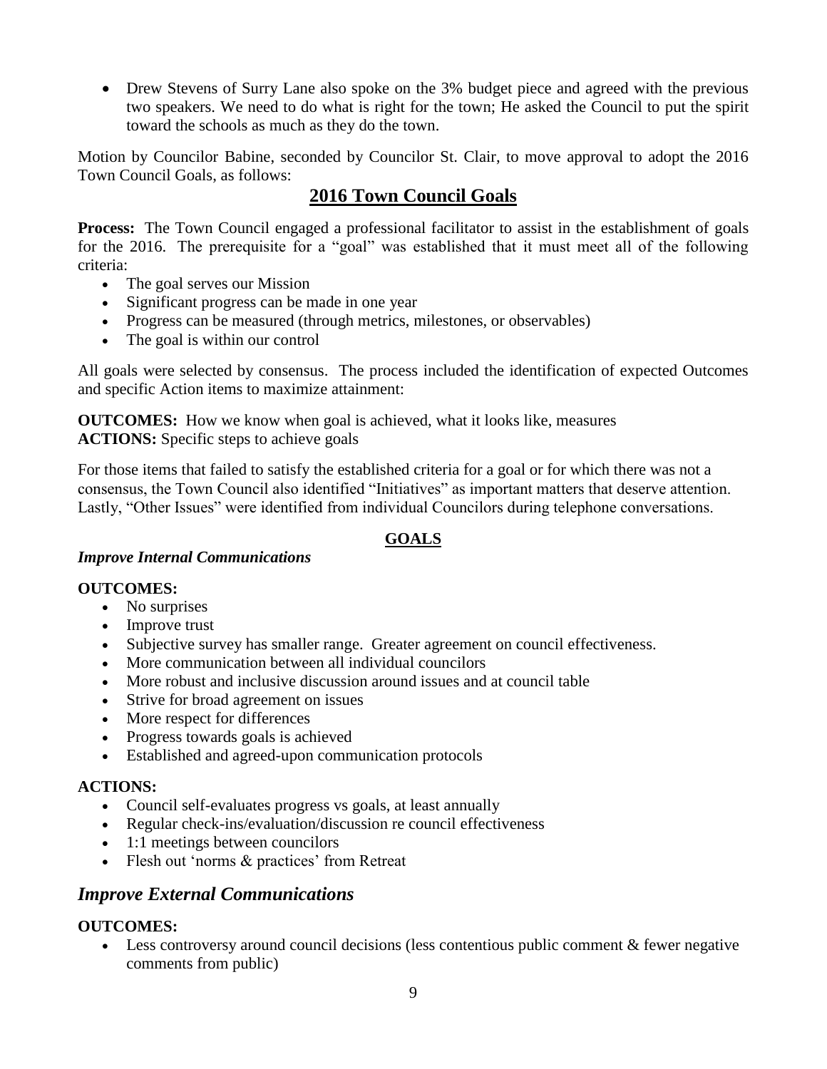- Drew Stevens of Surry Lane also spoke on the 3% budget piece and agreed with the previous two speakers. We need to do what is right for the town; He asked the Council to put the spirit toward the schools as much as they do the town.

Motion by Councilor Babine, seconded by Councilor St. Clair, to move approval to adopt the 2016 Town Council Goals, as follows:

## 2016 Town Council Goals

**Process:** The Town Council engaged a professional facilitator to assist in the establishment of goals for the 2016. The prerequisite for a "goal" was established that it must meet all of the following criteria:

- The goal serves our Mission
- Significant progress can be made in one year
- Progress can be measured (through metrics, milestones, or observables)
- The goal is within our control

All goals were selected by consensus. The process included the identification of expected Outcomes and specific Action items to maximize attainment:

**OUTCOMES:** How we know when goal is achieved, what it looks like, measures
**ACTIONS:** Specific steps to achieve goals

For those items that failed to satisfy the established criteria for a goal or for which there was not a consensus, the Town Council also identified "Initiatives" as important matters that deserve attention. Lastly, "Other Issues" were identified from individual Councilors during telephone conversations.

### GOALS

***Improve Internal Communications***

**OUTCOMES:**

- No surprises
- Improve trust
- Subjective survey has smaller range. Greater agreement on council effectiveness.
- More communication between all individual councilors
- More robust and inclusive discussion around issues and at council table
- Strive for broad agreement on issues
- More respect for differences
- Progress towards goals is achieved
- Established and agreed-upon communication protocols

**ACTIONS:**

- Council self-evaluates progress vs goals, at least annually
- Regular check-ins/evaluation/discussion re council effectiveness
- 1:1 meetings between councilors
- Flesh out 'norms & practices' from Retreat

### *Improve External Communications*

**OUTCOMES:**

- Less controversy around council decisions (less contentious public comment & fewer negative comments from public)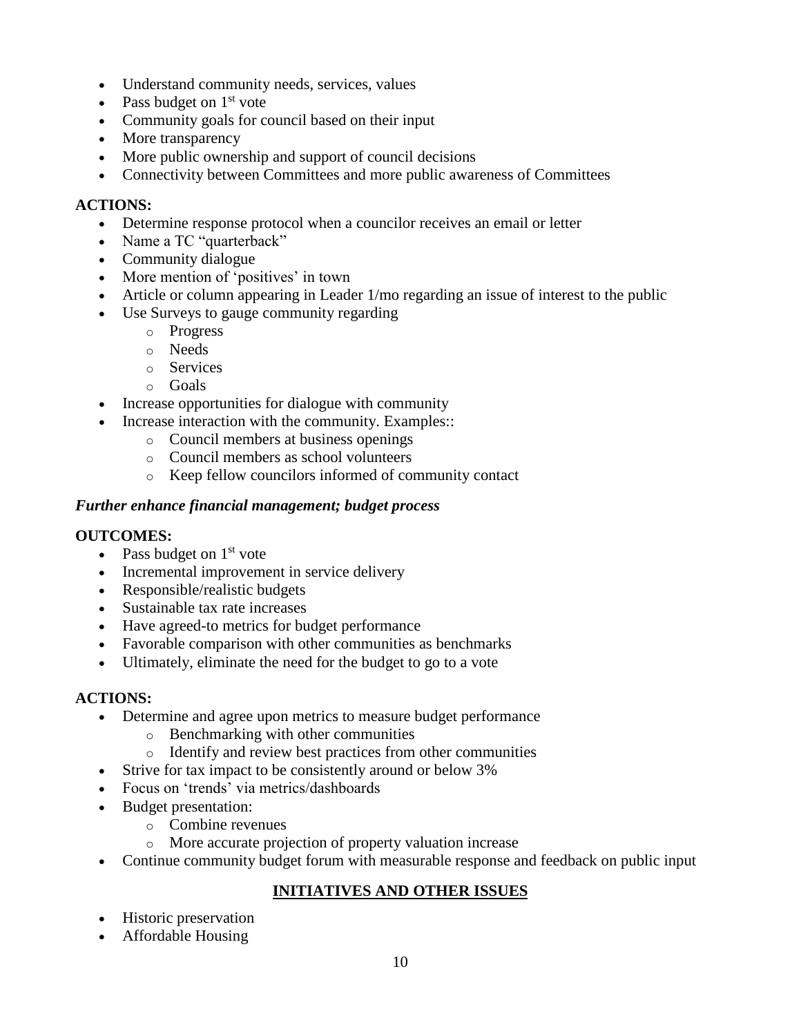- Understand community needs, services, values
- Pass budget on 1st vote
- Community goals for council based on their input
- More transparency
- More public ownership and support of council decisions
- Connectivity between Committees and more public awareness of Committees

**ACTIONS:**

- Determine response protocol when a councilor receives an email or letter
- Name a TC "quarterback"
- Community dialogue
- More mention of 'positives' in town
- Article or column appearing in Leader 1/mo regarding an issue of interest to the public
- Use Surveys to gauge community regarding
  - Progress
  - Needs
  - Services
  - Goals
- Increase opportunities for dialogue with community
- Increase interaction with the community. Examples::
  - Council members at business openings
  - Council members as school volunteers
  - Keep fellow councilors informed of community contact

***Further enhance financial management; budget process***

**OUTCOMES:**

- Pass budget on 1st vote
- Incremental improvement in service delivery
- Responsible/realistic budgets
- Sustainable tax rate increases
- Have agreed-to metrics for budget performance
- Favorable comparison with other communities as benchmarks
- Ultimately, eliminate the need for the budget to go to a vote

**ACTIONS:**

- Determine and agree upon metrics to measure budget performance
  - Benchmarking with other communities
  - Identify and review best practices from other communities
- Strive for tax impact to be consistently around or below 3%
- Focus on 'trends' via metrics/dashboards
- Budget presentation:
  - Combine revenues
  - More accurate projection of property valuation increase
- Continue community budget forum with measurable response and feedback on public input

## INITIATIVES AND OTHER ISSUES

- Historic preservation
- Affordable Housing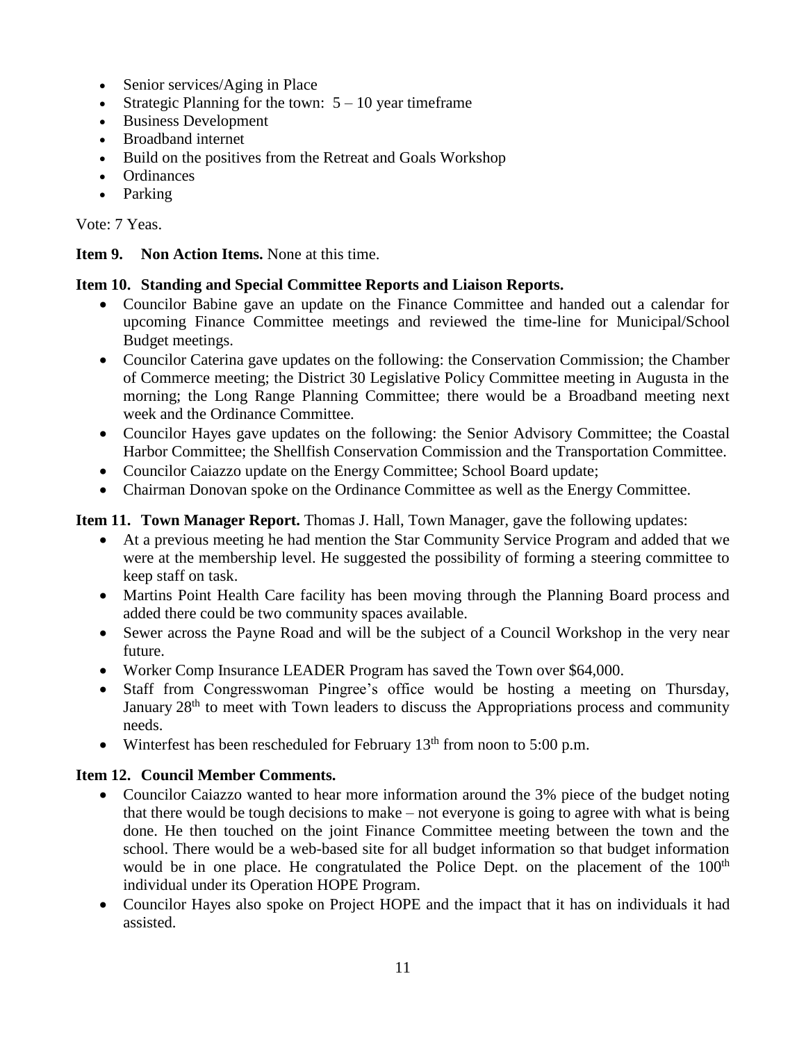- Senior services/Aging in Place
- Strategic Planning for the town:  5 – 10 year timeframe
- Business Development
- Broadband internet
- Build on the positives from the Retreat and Goals Workshop
- Ordinances
- Parking

Vote: 7 Yeas.

**Item 9. Non Action Items.** None at this time.

**Item 10. Standing and Special Committee Reports and Liaison Reports.**

- Councilor Babine gave an update on the Finance Committee and handed out a calendar for upcoming Finance Committee meetings and reviewed the time-line for Municipal/School Budget meetings.
- Councilor Caterina gave updates on the following: the Conservation Commission; the Chamber of Commerce meeting; the District 30 Legislative Policy Committee meeting in Augusta in the morning; the Long Range Planning Committee; there would be a Broadband meeting next week and the Ordinance Committee.
- Councilor Hayes gave updates on the following: the Senior Advisory Committee; the Coastal Harbor Committee; the Shellfish Conservation Commission and the Transportation Committee.
- Councilor Caiazzo update on the Energy Committee; School Board update;
- Chairman Donovan spoke on the Ordinance Committee as well as the Energy Committee.

**Item 11. Town Manager Report.** Thomas J. Hall, Town Manager, gave the following updates:

- At a previous meeting he had mention the Star Community Service Program and added that we were at the membership level. He suggested the possibility of forming a steering committee to keep staff on task.
- Martins Point Health Care facility has been moving through the Planning Board process and added there could be two community spaces available.
- Sewer across the Payne Road and will be the subject of a Council Workshop in the very near future.
- Worker Comp Insurance LEADER Program has saved the Town over $64,000.
- Staff from Congresswoman Pingree's office would be hosting a meeting on Thursday, January 28th to meet with Town leaders to discuss the Appropriations process and community needs.
- Winterfest has been rescheduled for February 13th from noon to 5:00 p.m.

**Item 12. Council Member Comments.**

- Councilor Caiazzo wanted to hear more information around the 3% piece of the budget noting that there would be tough decisions to make – not everyone is going to agree with what is being done. He then touched on the joint Finance Committee meeting between the town and the school. There would be a web-based site for all budget information so that budget information would be in one place. He congratulated the Police Dept. on the placement of the 100th individual under its Operation HOPE Program.
- Councilor Hayes also spoke on Project HOPE and the impact that it has on individuals it had assisted.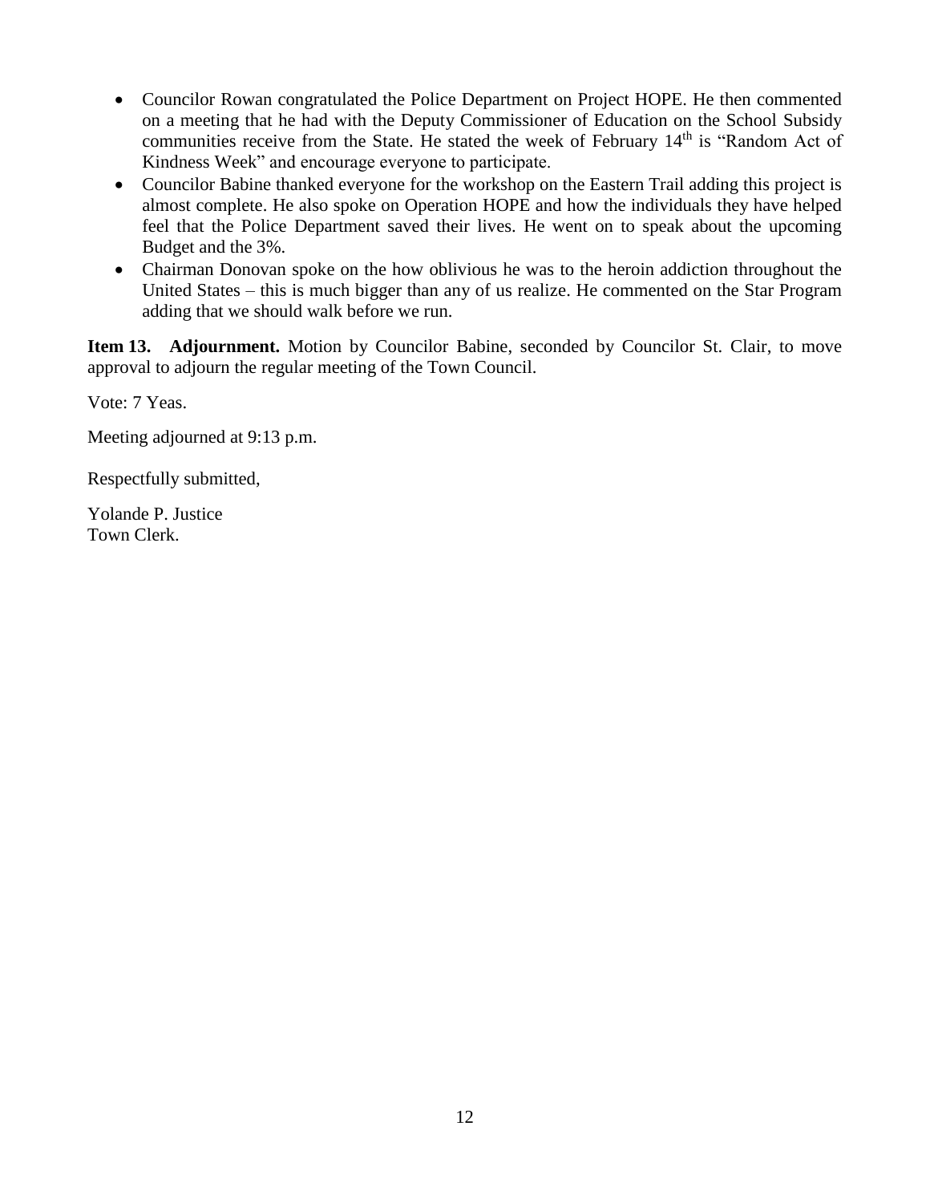- Councilor Rowan congratulated the Police Department on Project HOPE. He then commented on a meeting that he had with the Deputy Commissioner of Education on the School Subsidy communities receive from the State. He stated the week of February 14th is "Random Act of Kindness Week" and encourage everyone to participate.
- Councilor Babine thanked everyone for the workshop on the Eastern Trail adding this project is almost complete. He also spoke on Operation HOPE and how the individuals they have helped feel that the Police Department saved their lives. He went on to speak about the upcoming Budget and the 3%.
- Chairman Donovan spoke on the how oblivious he was to the heroin addiction throughout the United States – this is much bigger than any of us realize. He commented on the Star Program adding that we should walk before we run.

**Item 13. Adjournment.** Motion by Councilor Babine, seconded by Councilor St. Clair, to move approval to adjourn the regular meeting of the Town Council.

Vote: 7 Yeas.

Meeting adjourned at 9:13 p.m.

Respectfully submitted,

Yolande P. Justice
Town Clerk.